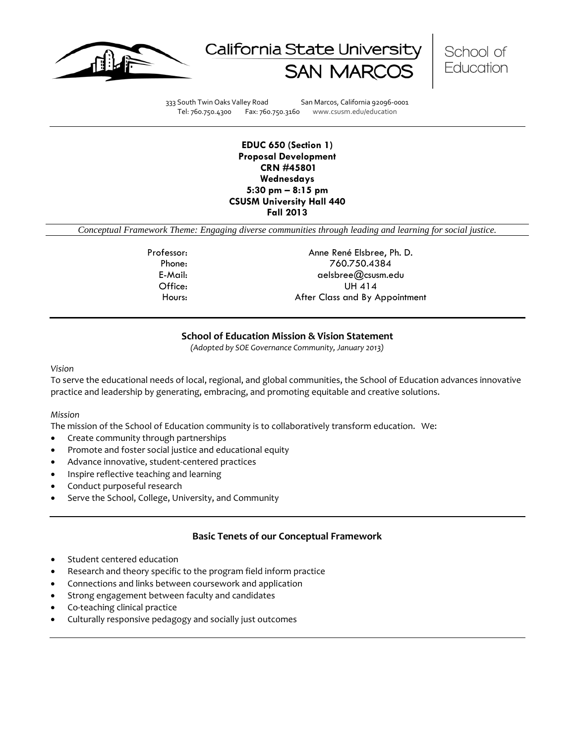California State University
SAN MARCOS

School of Education

333 South Twin Oaks Valley Road San Marcos, California 92096-0001
Tel: 760.750.4300 Fax: 760.750.3160 www.csusm.edu/education

**EDUC 650 (Section 1)**
**Proposal Development**
**CRN #45801**
**Wednesdays**
**5:30 pm – 8:15 pm**
**CSUSM University Hall 440**
**Fall 2013**

*Conceptual Framework Theme: Engaging diverse communities through leading and learning for social justice.*

| | |
|---|---|
| Professor: | Anne René Elsbree, Ph. D. |
| Phone: | 760.750.4384 |
| E-Mail: | aelsbree@csusm.edu |
| Office: | UH 414 |
| Hours: | After Class and By Appointment |

## School of Education Mission & Vision Statement

*(Adopted by SOE Governance Community, January 2013)*

*Vision*

To serve the educational needs of local, regional, and global communities, the School of Education advances innovative practice and leadership by generating, embracing, and promoting equitable and creative solutions.

*Mission*

The mission of the School of Education community is to collaboratively transform education. We:

- Create community through partnerships
- Promote and foster social justice and educational equity
- Advance innovative, student-centered practices
- Inspire reflective teaching and learning
- Conduct purposeful research
- Serve the School, College, University, and Community

## Basic Tenets of our Conceptual Framework

- Student centered education
- Research and theory specific to the program field inform practice
- Connections and links between coursework and application
- Strong engagement between faculty and candidates
- Co-teaching clinical practice
- Culturally responsive pedagogy and socially just outcomes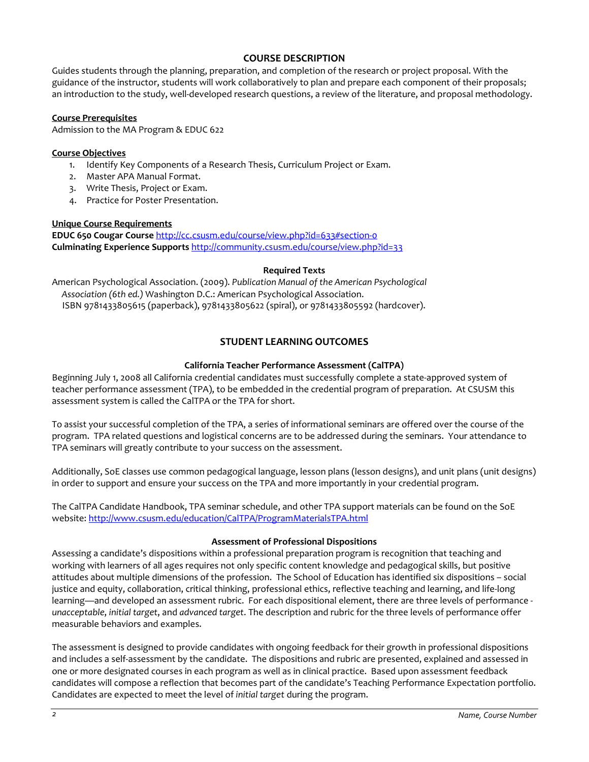## COURSE DESCRIPTION

Guides students through the planning, preparation, and completion of the research or project proposal. With the guidance of the instructor, students will work collaboratively to plan and prepare each component of their proposals; an introduction to the study, well-developed research questions, a review of the literature, and proposal methodology.

**Course Prerequisites**

Admission to the MA Program & EDUC 622

**Course Objectives**

1. Identify Key Components of a Research Thesis, Curriculum Project or Exam.
2. Master APA Manual Format.
3. Write Thesis, Project or Exam.
4. Practice for Poster Presentation.

**Unique Course Requirements**

**EDUC 650 Cougar Course** http://cc.csusm.edu/course/view.php?id=633#section-0
**Culminating Experience Supports** http://community.csusm.edu/course/view.php?id=33

### Required Texts

American Psychological Association. (2009). *Publication Manual of the American Psychological Association (6th ed.)* Washington D.C.: American Psychological Association. ISBN 9781433805615 (paperback), 9781433805622 (spiral), or 9781433805592 (hardcover).

## STUDENT LEARNING OUTCOMES

### California Teacher Performance Assessment (CalTPA)

Beginning July 1, 2008 all California credential candidates must successfully complete a state-approved system of teacher performance assessment (TPA), to be embedded in the credential program of preparation. At CSUSM this assessment system is called the CalTPA or the TPA for short.

To assist your successful completion of the TPA, a series of informational seminars are offered over the course of the program. TPA related questions and logistical concerns are to be addressed during the seminars. Your attendance to TPA seminars will greatly contribute to your success on the assessment.

Additionally, SoE classes use common pedagogical language, lesson plans (lesson designs), and unit plans (unit designs) in order to support and ensure your success on the TPA and more importantly in your credential program.

The CalTPA Candidate Handbook, TPA seminar schedule, and other TPA support materials can be found on the SoE website: http://www.csusm.edu/education/CalTPA/ProgramMaterialsTPA.html

### Assessment of Professional Dispositions

Assessing a candidate's dispositions within a professional preparation program is recognition that teaching and working with learners of all ages requires not only specific content knowledge and pedagogical skills, but positive attitudes about multiple dimensions of the profession. The School of Education has identified six dispositions – social justice and equity, collaboration, critical thinking, professional ethics, reflective teaching and learning, and life-long learning—and developed an assessment rubric. For each dispositional element, there are three levels of performance - *unacceptable*, *initial target*, and *advanced target*. The description and rubric for the three levels of performance offer measurable behaviors and examples.

The assessment is designed to provide candidates with ongoing feedback for their growth in professional dispositions and includes a self-assessment by the candidate. The dispositions and rubric are presented, explained and assessed in one or more designated courses in each program as well as in clinical practice. Based upon assessment feedback candidates will compose a reflection that becomes part of the candidate's Teaching Performance Expectation portfolio. Candidates are expected to meet the level of *initial target* during the program.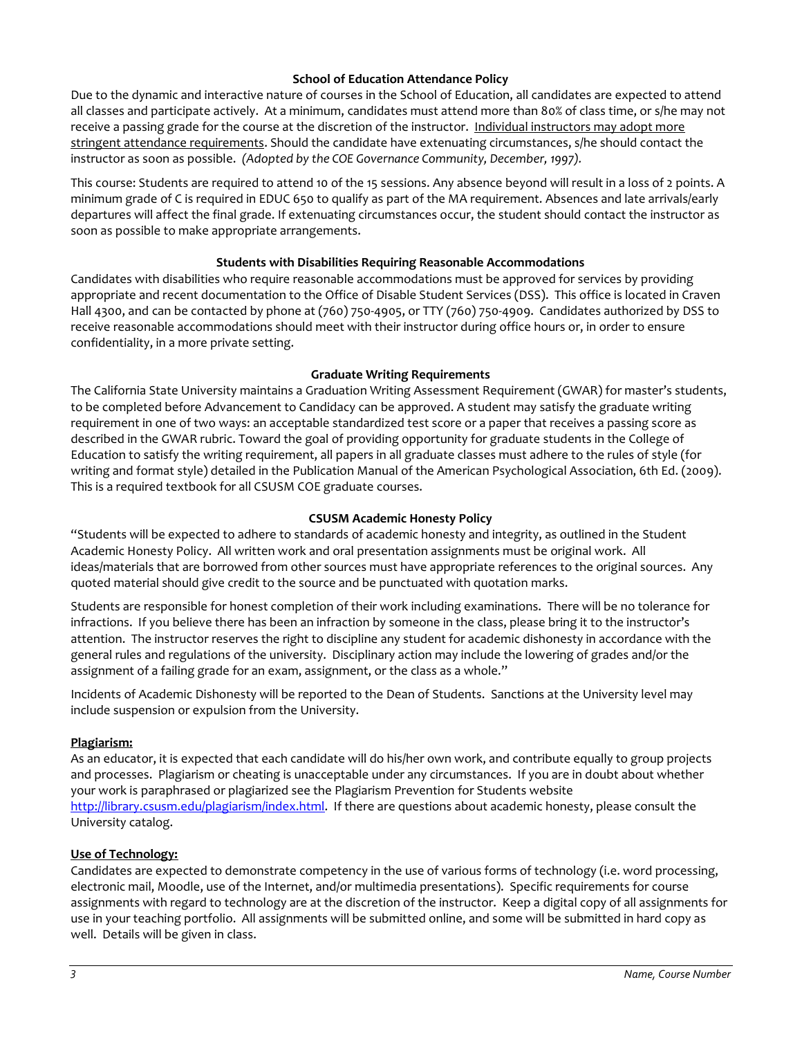### School of Education Attendance Policy

Due to the dynamic and interactive nature of courses in the School of Education, all candidates are expected to attend all classes and participate actively. At a minimum, candidates must attend more than 80% of class time, or s/he may not receive a passing grade for the course at the discretion of the instructor. <u>Individual instructors may adopt more stringent attendance requirements</u>. Should the candidate have extenuating circumstances, s/he should contact the instructor as soon as possible. *(Adopted by the COE Governance Community, December, 1997).*

This course: Students are required to attend 10 of the 15 sessions. Any absence beyond will result in a loss of 2 points. A minimum grade of C is required in EDUC 650 to qualify as part of the MA requirement. Absences and late arrivals/early departures will affect the final grade. If extenuating circumstances occur, the student should contact the instructor as soon as possible to make appropriate arrangements.

### Students with Disabilities Requiring Reasonable Accommodations

Candidates with disabilities who require reasonable accommodations must be approved for services by providing appropriate and recent documentation to the Office of Disable Student Services (DSS). This office is located in Craven Hall 4300, and can be contacted by phone at (760) 750-4905, or TTY (760) 750-4909. Candidates authorized by DSS to receive reasonable accommodations should meet with their instructor during office hours or, in order to ensure confidentiality, in a more private setting.

### Graduate Writing Requirements

The California State University maintains a Graduation Writing Assessment Requirement (GWAR) for master's students, to be completed before Advancement to Candidacy can be approved. A student may satisfy the graduate writing requirement in one of two ways: an acceptable standardized test score or a paper that receives a passing score as described in the GWAR rubric. Toward the goal of providing opportunity for graduate students in the College of Education to satisfy the writing requirement, all papers in all graduate classes must adhere to the rules of style (for writing and format style) detailed in the Publication Manual of the American Psychological Association, 6th Ed. (2009). This is a required textbook for all CSUSM COE graduate courses.

### CSUSM Academic Honesty Policy

"Students will be expected to adhere to standards of academic honesty and integrity, as outlined in the Student Academic Honesty Policy. All written work and oral presentation assignments must be original work. All ideas/materials that are borrowed from other sources must have appropriate references to the original sources. Any quoted material should give credit to the source and be punctuated with quotation marks.

Students are responsible for honest completion of their work including examinations. There will be no tolerance for infractions. If you believe there has been an infraction by someone in the class, please bring it to the instructor's attention. The instructor reserves the right to discipline any student for academic dishonesty in accordance with the general rules and regulations of the university. Disciplinary action may include the lowering of grades and/or the assignment of a failing grade for an exam, assignment, or the class as a whole."

Incidents of Academic Dishonesty will be reported to the Dean of Students. Sanctions at the University level may include suspension or expulsion from the University.

**<u>Plagiarism:</u>**

As an educator, it is expected that each candidate will do his/her own work, and contribute equally to group projects and processes. Plagiarism or cheating is unacceptable under any circumstances. If you are in doubt about whether your work is paraphrased or plagiarized see the Plagiarism Prevention for Students website http://library.csusm.edu/plagiarism/index.html. If there are questions about academic honesty, please consult the University catalog.

**<u>Use of Technology:</u>**

Candidates are expected to demonstrate competency in the use of various forms of technology (i.e. word processing, electronic mail, Moodle, use of the Internet, and/or multimedia presentations). Specific requirements for course assignments with regard to technology are at the discretion of the instructor. Keep a digital copy of all assignments for use in your teaching portfolio. All assignments will be submitted online, and some will be submitted in hard copy as well. Details will be given in class.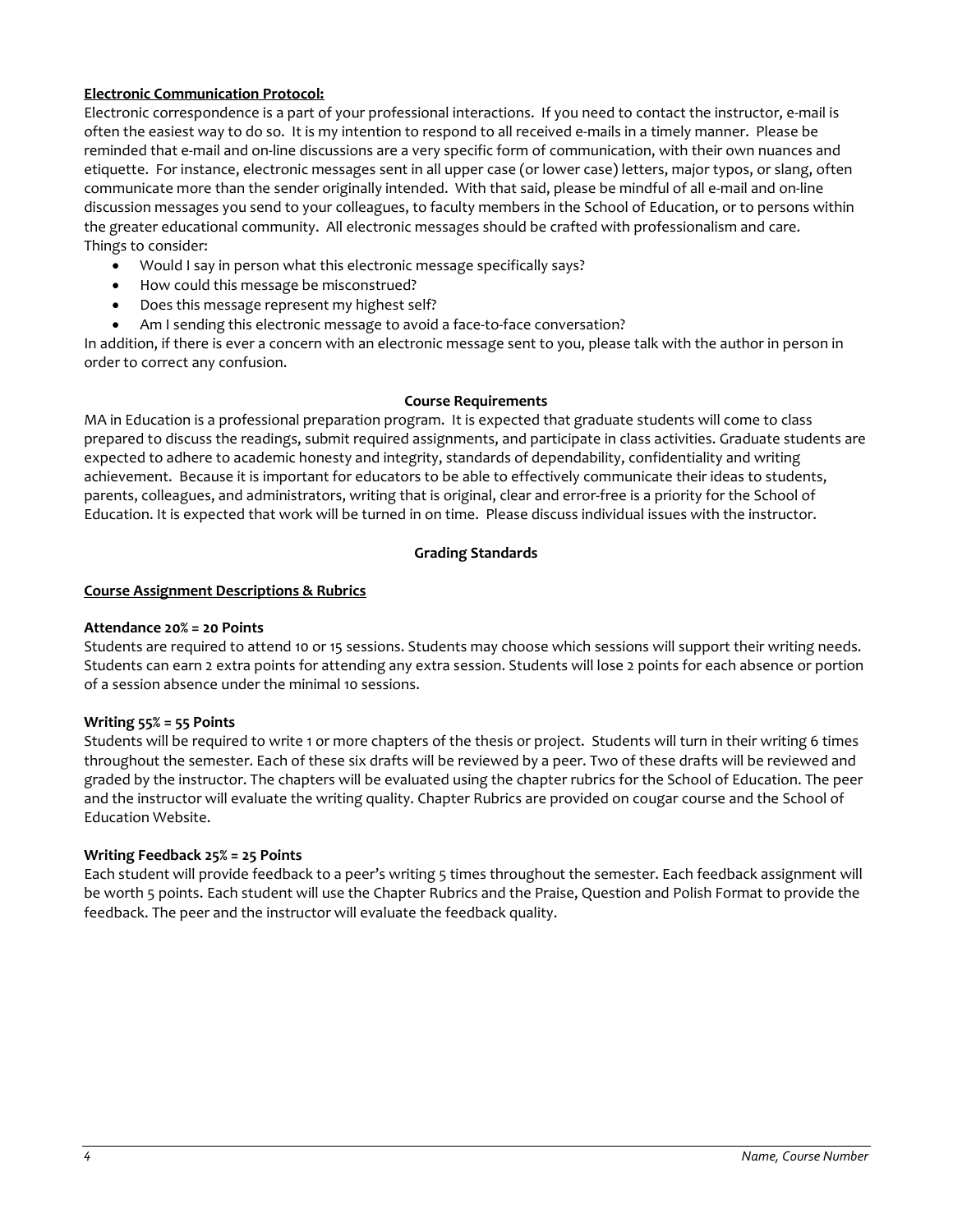**Electronic Communication Protocol:**

Electronic correspondence is a part of your professional interactions. If you need to contact the instructor, e-mail is often the easiest way to do so. It is my intention to respond to all received e-mails in a timely manner. Please be reminded that e-mail and on-line discussions are a very specific form of communication, with their own nuances and etiquette. For instance, electronic messages sent in all upper case (or lower case) letters, major typos, or slang, often communicate more than the sender originally intended. With that said, please be mindful of all e-mail and on-line discussion messages you send to your colleagues, to faculty members in the School of Education, or to persons within the greater educational community. All electronic messages should be crafted with professionalism and care.

Things to consider:

- Would I say in person what this electronic message specifically says?
- How could this message be misconstrued?
- Does this message represent my highest self?
- Am I sending this electronic message to avoid a face-to-face conversation?

In addition, if there is ever a concern with an electronic message sent to you, please talk with the author in person in order to correct any confusion.

## Course Requirements

MA in Education is a professional preparation program. It is expected that graduate students will come to class prepared to discuss the readings, submit required assignments, and participate in class activities. Graduate students are expected to adhere to academic honesty and integrity, standards of dependability, confidentiality and writing achievement. Because it is important for educators to be able to effectively communicate their ideas to students, parents, colleagues, and administrators, writing that is original, clear and error-free is a priority for the School of Education. It is expected that work will be turned in on time. Please discuss individual issues with the instructor.

## Grading Standards

**Course Assignment Descriptions & Rubrics**

**Attendance 20% = 20 Points**

Students are required to attend 10 or 15 sessions. Students may choose which sessions will support their writing needs. Students can earn 2 extra points for attending any extra session. Students will lose 2 points for each absence or portion of a session absence under the minimal 10 sessions.

**Writing 55% = 55 Points**

Students will be required to write 1 or more chapters of the thesis or project. Students will turn in their writing 6 times throughout the semester. Each of these six drafts will be reviewed by a peer. Two of these drafts will be reviewed and graded by the instructor. The chapters will be evaluated using the chapter rubrics for the School of Education. The peer and the instructor will evaluate the writing quality. Chapter Rubrics are provided on cougar course and the School of Education Website.

**Writing Feedback 25% = 25 Points**

Each student will provide feedback to a peer's writing 5 times throughout the semester. Each feedback assignment will be worth 5 points. Each student will use the Chapter Rubrics and the Praise, Question and Polish Format to provide the feedback. The peer and the instructor will evaluate the feedback quality.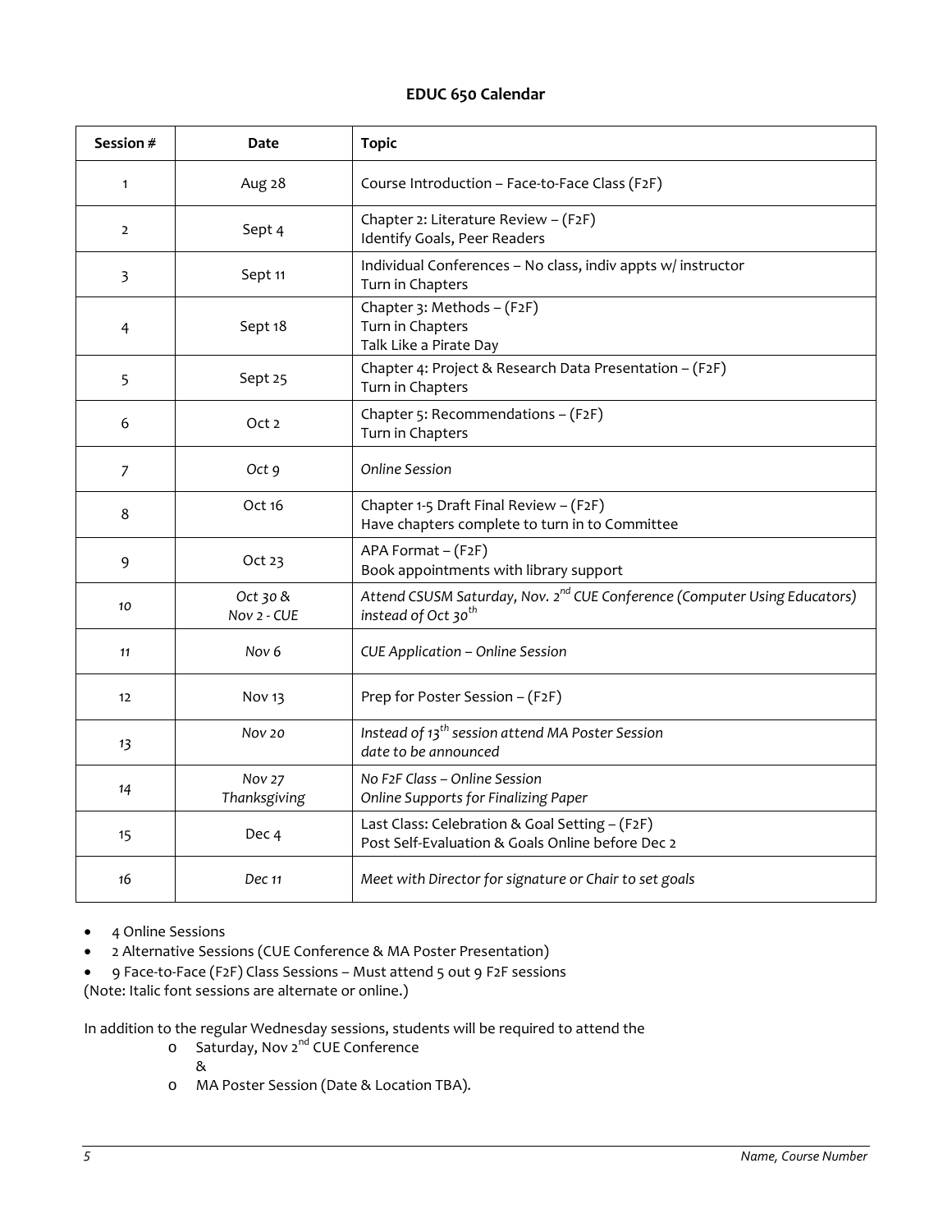**EDUC 650 Calendar**

| Session # | Date | Topic |
|---|---|---|
| 1 | Aug 28 | Course Introduction – Face-to-Face Class (F2F) |
| 2 | Sept 4 | Chapter 2: Literature Review – (F2F)<br>Identify Goals, Peer Readers |
| 3 | Sept 11 | Individual Conferences – No class, indiv appts w/ instructor<br>Turn in Chapters |
| 4 | Sept 18 | Chapter 3: Methods – (F2F)<br>Turn in Chapters<br>Talk Like a Pirate Day |
| 5 | Sept 25 | Chapter 4: Project & Research Data Presentation – (F2F)<br>Turn in Chapters |
| 6 | Oct 2 | Chapter 5: Recommendations – (F2F)<br>Turn in Chapters |
| *7* | *Oct 9* | *Online Session* |
| 8 | Oct 16 | Chapter 1-5 Draft Final Review – (F2F)<br>Have chapters complete to turn in to Committee |
| 9 | Oct 23 | APA Format – (F2F)<br>Book appointments with library support |
| *10* | *Oct 30 &<br>Nov 2 - CUE* | *Attend CSUSM Saturday, Nov. 2nd CUE Conference (Computer Using Educators) instead of Oct 30th* |
| *11* | *Nov 6* | *CUE Application – Online Session* |
| 12 | Nov 13 | Prep for Poster Session – (F2F) |
| *13* | *Nov 20* | *Instead of 13th session attend MA Poster Session<br>date to be announced* |
| *14* | *Nov 27<br>Thanksgiving* | *No F2F Class – Online Session<br>Online Supports for Finalizing Paper* |
| 15 | Dec 4 | Last Class: Celebration & Goal Setting – (F2F)<br>Post Self-Evaluation & Goals Online before Dec 2 |
| *16* | *Dec 11* | *Meet with Director for signature or Chair to set goals* |

- 4 Online Sessions
- 2 Alternative Sessions (CUE Conference & MA Poster Presentation)
- 9 Face-to-Face (F2F) Class Sessions – Must attend 5 out 9 F2F sessions

(Note: Italic font sessions are alternate or online.)

In addition to the regular Wednesday sessions, students will be required to attend the

- Saturday, Nov 2nd CUE Conference
  &
- MA Poster Session (Date & Location TBA).